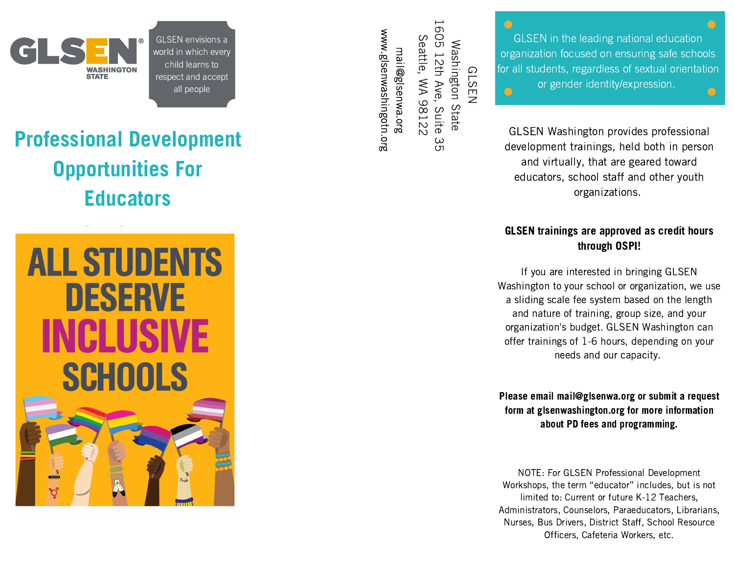GLSEN® WASHINGTON STATE

GLSEN envisions a world in which every child learns to respect and accept all people

# Professional Development Opportunities For Educators

ALL STUDENTS DESERVE INCLUSIVE SCHOOLS

GLSEN
Washington State
1605 12th Ave, Suite 35
Seattle, WA 98122
mail@glsenwa.org
www.glsenwashingotn.org

GLSEN in the leading national education organization focused on ensuring safe schools for all students, regardless of sextual orientation or gender identity/expression.

GLSEN Washington provides professional development trainings, held both in person and virtually, that are geared toward educators, school staff and other youth organizations.

**GLSEN trainings are approved as credit hours through OSPI!**

If you are interested in bringing GLSEN Washington to your school or organization, we use a sliding scale fee system based on the length and nature of training, group size, and your organization's budget. GLSEN Washington can offer trainings of 1-6 hours, depending on your needs and our capacity.

**Please email mail@glsenwa.org or submit a request form at glsenwashington.org for more information about PD fees and programming.**

NOTE: For GLSEN Professional Development Workshops, the term "educator" includes, but is not limited to: Current or future K-12 Teachers, Administrators, Counselors, Paraeducators, Librarians, Nurses, Bus Drivers, District Staff, School Resource Officers, Cafeteria Workers, etc.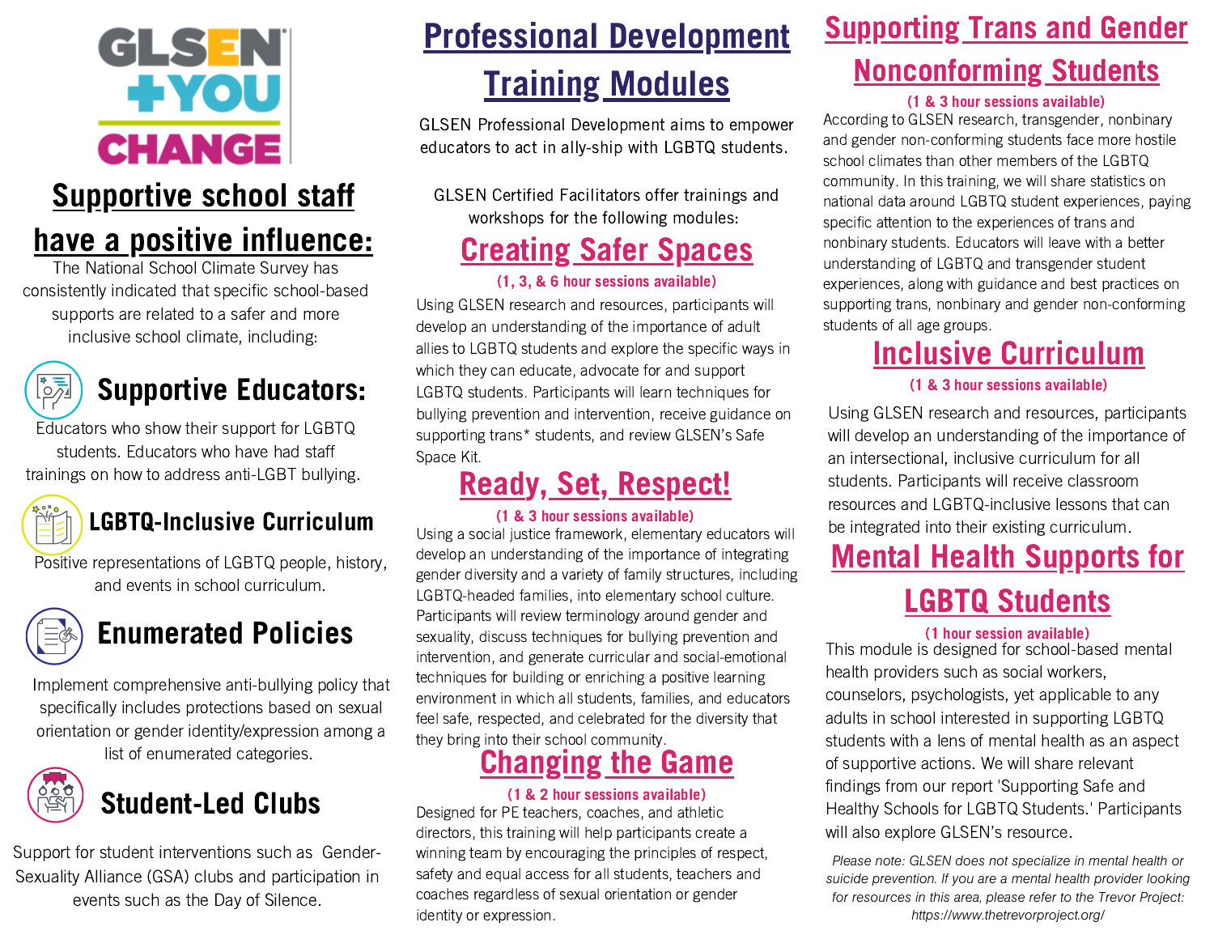GLSEN +YOU CHANGE

## Supportive school staff have a positive influence:

The National School Climate Survey has consistently indicated that specific school-based supports are related to a safer and more inclusive school climate, including:

### Supportive Educators:

Educators who show their support for LGBTQ students. Educators who have had staff trainings on how to address anti-LGBT bullying.

### LGBTQ-Inclusive Curriculum

Positive representations of LGBTQ people, history, and events in school curriculum.

### Enumerated Policies

Implement comprehensive anti-bullying policy that specifically includes protections based on sexual orientation or gender identity/expression among a list of enumerated categories.

### Student-Led Clubs

Support for student interventions such as Gender-Sexuality Alliance (GSA) clubs and participation in events such as the Day of Silence.

## Professional Development Training Modules

GLSEN Professional Development aims to empower educators to act in ally-ship with LGBTQ students.

GLSEN Certified Facilitators offer trainings and workshops for the following modules:

### Creating Safer Spaces

**(1, 3, & 6 hour sessions available)**

Using GLSEN research and resources, participants will develop an understanding of the importance of adult allies to LGBTQ students and explore the specific ways in which they can educate, advocate for and support LGBTQ students. Participants will learn techniques for bullying prevention and intervention, receive guidance on supporting trans* students, and review GLSEN's Safe Space Kit.

### Ready, Set, Respect!

**(1 & 3 hour sessions available)**

Using a social justice framework, elementary educators will develop an understanding of the importance of integrating gender diversity and a variety of family structures, including LGBTQ-headed families, into elementary school culture. Participants will review terminology around gender and sexuality, discuss techniques for bullying prevention and intervention, and generate curricular and social-emotional techniques for building or enriching a positive learning environment in which all students, families, and educators feel safe, respected, and celebrated for the diversity that they bring into their school community.

### Changing the Game

**(1 & 2 hour sessions available)**

Designed for PE teachers, coaches, and athletic directors, this training will help participants create a winning team by encouraging the principles of respect, safety and equal access for all students, teachers and coaches regardless of sexual orientation or gender identity or expression.

### Supporting Trans and Gender Nonconforming Students

**(1 & 3 hour sessions available)**

According to GLSEN research, transgender, nonbinary and gender non-conforming students face more hostile school climates than other members of the LGBTQ community. In this training, we will share statistics on national data around LGBTQ student experiences, paying specific attention to the experiences of trans and nonbinary students. Educators will leave with a better understanding of LGBTQ and transgender student experiences, along with guidance and best practices on supporting trans, nonbinary and gender non-conforming students of all age groups.

### Inclusive Curriculum

**(1 & 3 hour sessions available)**

Using GLSEN research and resources, participants will develop an understanding of the importance of an intersectional, inclusive curriculum for all students. Participants will receive classroom resources and LGBTQ-inclusive lessons that can be integrated into their existing curriculum.

### Mental Health Supports for LGBTQ Students

**(1 hour session available)**

This module is designed for school-based mental health providers such as social workers, counselors, psychologists, yet applicable to any adults in school interested in supporting LGBTQ students with a lens of mental health as an aspect of supportive actions. We will share relevant findings from our report 'Supporting Safe and Healthy Schools for LGBTQ Students.' Participants will also explore GLSEN's resource.

*Please note: GLSEN does not specialize in mental health or suicide prevention. If you are a mental health provider looking for resources in this area, please refer to the Trevor Project: https://www.thetrevorproject.org/*